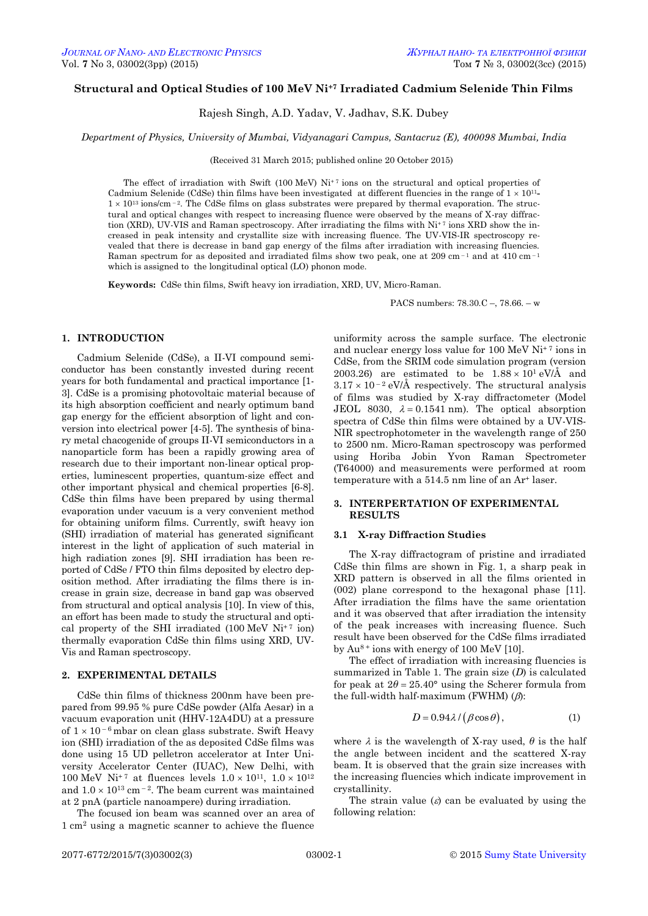# Structural and Optical Studies of 100 MeV $Ni^{+7}$ Irradiated Cadmium Selenide Thin Films

Rajesh Singh, A.D. Yadav, V. Jhadhav, S.K. Dubey

*Department of Physics, University of Mumbai, Vidyanagari Campus, Santacruz (E), 400098 Mumbai, India*

(Received 31 March 2015; published online 20 October 2015)

The effect of irradiation with Swift (100 MeV) $Ni^{+7}$ ions on the structural and optical properties of Cadmium Selenide (CdSe) thin films have been investigated at different fluencies in the range of $1 \times 10^{11}$-$1 \times 10^{13}$ ions/cm $^{-2}$. The CdSe films on glass substrates were prepared by thermal evaporation. The structural and optical changes with respect to increasing fluence were observed by the means of X-ray diffraction (XRD), UV-VIS and Raman spectroscopy. After irradiating the films with $Ni^{+7}$ ions XRD show the increased in peak intensity and crystallite size with increasing fluence. The UV-VIS-IR spectroscopy revealed that there is decrease in band gap energy of the films after irradiation with increasing fluencies. Raman spectrum for as deposited and irradiated films show two peak, one at 209 cm $^{-1}$ and at 410 cm $^{-1}$ which is assigned to the longitudinal optical (LO) phonon mode.

**Keywords:** CdSe thin films, Swift heavy ion irradiation, XRD, UV, Micro-Raman.

PACS numbers: 78.30.C –, 78.66. – w

## 1. INTRODUCTION

Cadmium Selenide (CdSe), a II-VI compound semiconductor has been constantly invested during recent years for both fundamental and practical importance [1-3]. CdSe is a promising photovoltaic material because of its high absorption coefficient and nearly optimum band gap energy for the efficient absorption of light and conversion into electrical power [4-5]. The synthesis of binary metal chacogenide of groups II-VI semiconductors in a nanoparticle form has been a rapidly growing area of research due to their important non-linear optical properties, luminescent properties, quantum-size effect and other important physical and chemical properties [6-8]. CdSe thin films have been prepared by using thermal evaporation under vacuum is a very convenient method for obtaining uniform films. Currently, swift heavy ion (SHI) irradiation of material has generated significant interest in the light of application of such material in high radiation zones [9]. SHI irradiation has been reported of CdSe / FTO thin films deposited by electro deposition method. After irradiating the films there is increase in grain size, decrease in band gap was observed from structural and optical analysis [10]. In view of this, an effort has been made to study the structural and optical property of the SHI irradiated (100 MeV $Ni^{+7}$ ion) thermally evaporation CdSe thin films using XRD, UV-Vis and Raman spectroscopy.

## 2. EXPERIMENTAL DETAILS

CdSe thin films of thickness 200nm have been prepared from 99.95 % pure CdSe powder (Alfa Aesar) in a vacuum evaporation unit (HHV-12A4DU) at a pressure of $1 \times 10^{-6}$ mbar on clean glass substrate. Swift Heavy ion (SHI) irradiation of the as deposited CdSe films was done using 15 UD pelletron accelerator at Inter University Accelerator Center (IUAC), New Delhi, with 100 MeV $Ni^{+7}$ at fluences levels $1.0 \times 10^{11}$, $1.0 \times 10^{12}$ and $1.0 \times 10^{13}$ cm $^{-2}$. The beam current was maintained at 2 pnA (particle nanoampere) during irradiation.

The focused ion beam was scanned over an area of 1 cm$^2$ using a magnetic scanner to achieve the fluence uniformity across the sample surface. The electronic and nuclear energy loss value for 100 MeV $Ni^{+7}$ ions in CdSe, from the SRIM code simulation program (version 2003.26) are estimated to be $1.88 \times 10^1$ eV/Å and $3.17 \times 10^{-2}$ eV/Å respectively. The structural analysis of films was studied by X-ray diffractometer (Model JEOL 8030, $\lambda = 0.1541$ nm). The optical absorption spectra of CdSe thin films were obtained by a UV-VIS-NIR spectrophotometer in the wavelength range of 250 to 2500 nm. Micro-Raman spectroscopy was performed using Horiba Jobin Yvon Raman Spectrometer (T64000) and measurements were performed at room temperature with a 514.5 nm line of an $Ar^+$ laser.

## 3. INTERPERTATION OF EXPERIMENTAL RESULTS

### 3.1 X-ray Diffraction Studies

The X-ray diffractogram of pristine and irradiated CdSe thin films are shown in Fig. 1, a sharp peak in XRD pattern is observed in all the films oriented in (002) plane correspond to the hexagonal phase [11]. After irradiation the films have the same orientation and it was observed that after irradiation the intensity of the peak increases with increasing fluence. Such result have been observed for the CdSe films irradiated by $Au^{8+}$ ions with energy of 100 MeV [10].

The effect of irradiation with increasing fluencies is summarized in Table 1. The grain size ($D$) is calculated for peak at $2\theta = 25.40°$ using the Scherer formula from the full-width half-maximum (FWHM) ($\beta$):

$$D = 0.94\lambda / (\beta \cos\theta), \tag{1}$$

where $\lambda$ is the wavelength of X-ray used, $\theta$ is the half the angle between incident and the scattered X-ray beam. It is observed that the grain size increases with the increasing fluencies which indicate improvement in crystallinity.

The strain value ($\varepsilon$) can be evaluated by using the following relation: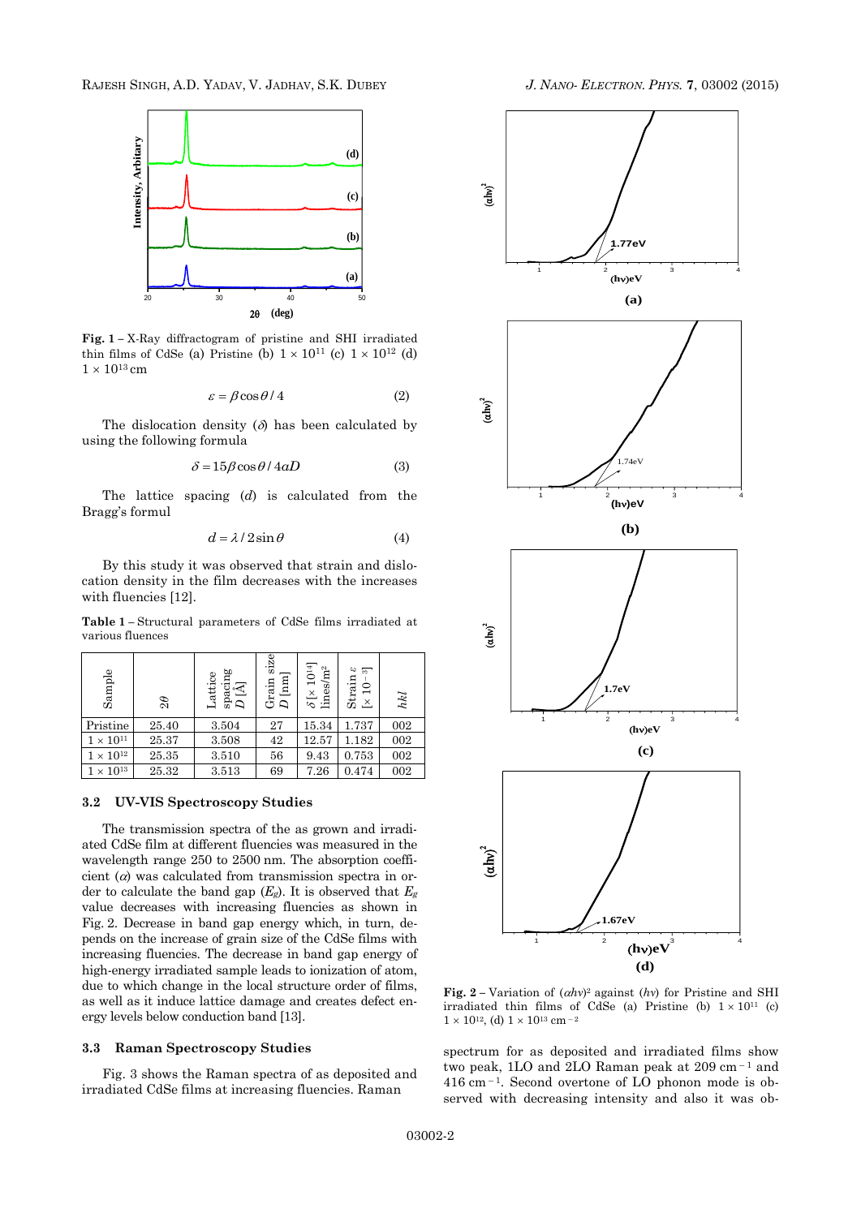Fig. 1 – X-Ray diffractogram of pristine and SHI irradiated thin films of CdSe (a) Pristine (b) $1 \times 10^{11}$ (c) $1 \times 10^{12}$ (d) $1 \times 10^{13}$ cm

$$\varepsilon = \beta \cos\theta / 4 \qquad (2)$$

The dislocation density ($\delta$) has been calculated by using the following formula

$$\delta = 15\beta \cos\theta / 4aD \qquad (3)$$

The lattice spacing ($d$) is calculated from the Bragg's formul

$$d = \lambda / 2\sin\theta \qquad (4)$$

By this study it was observed that strain and dislocation density in the film decreases with the increases with fluencies [12].

**Table 1** – Structural parameters of CdSe films irradiated at various fluences

| Sample | $2\theta$ | Lattice spacing $D$ [Å] | Grain size $D$ [nm] | $\delta$ [$\times 10^{14}$] lines/m² | Strain $\varepsilon$ [$\times 10^{-3}$] | $hkl$ |
|---|---|---|---|---|---|---|
| Pristine | 25.40 | 3.504 | 27 | 15.34 | 1.737 | 002 |
| $1 \times 10^{11}$ | 25.37 | 3.508 | 42 | 12.57 | 1.182 | 002 |
| $1 \times 10^{12}$ | 25.35 | 3.510 | 56 | 9.43 | 0.753 | 002 |
| $1 \times 10^{13}$ | 25.32 | 3.513 | 69 | 7.26 | 0.474 | 002 |

### 3.2 UV-VIS Spectroscopy Studies

The transmission spectra of the as grown and irradiated CdSe film at different fluencies was measured in the wavelength range 250 to 2500 nm. The absorption coefficient ($\alpha$) was calculated from transmission spectra in order to calculate the band gap ($E_g$). It is observed that $E_g$ value decreases with increasing fluencies as shown in Fig. 2. Decrease in band gap energy which, in turn, depends on the increase of grain size of the CdSe films with increasing fluencies. The decrease in band gap energy of high-energy irradiated sample leads to ionization of atom, due to which change in the local structure order of films, as well as it induce lattice damage and creates defect energy levels below conduction band [13].

### 3.3 Raman Spectroscopy Studies

Fig. 3 shows the Raman spectra of as deposited and irradiated CdSe films at increasing fluencies. Raman spectrum for as deposited and irradiated films show two peak, 1LO and 2LO Raman peak at 209 cm$^{-1}$ and 416 cm$^{-1}$. Second overtone of LO phonon mode is observed with decreasing intensity and also it was ob-

Fig. 2 – Variation of $(\alpha h\nu)^2$ against $(h\nu)$ for Pristine and SHI irradiated thin films of CdSe (a) Pristine (b) $1 \times 10^{11}$ (c) $1 \times 10^{12}$, (d) $1 \times 10^{13}$ cm$^{-2}$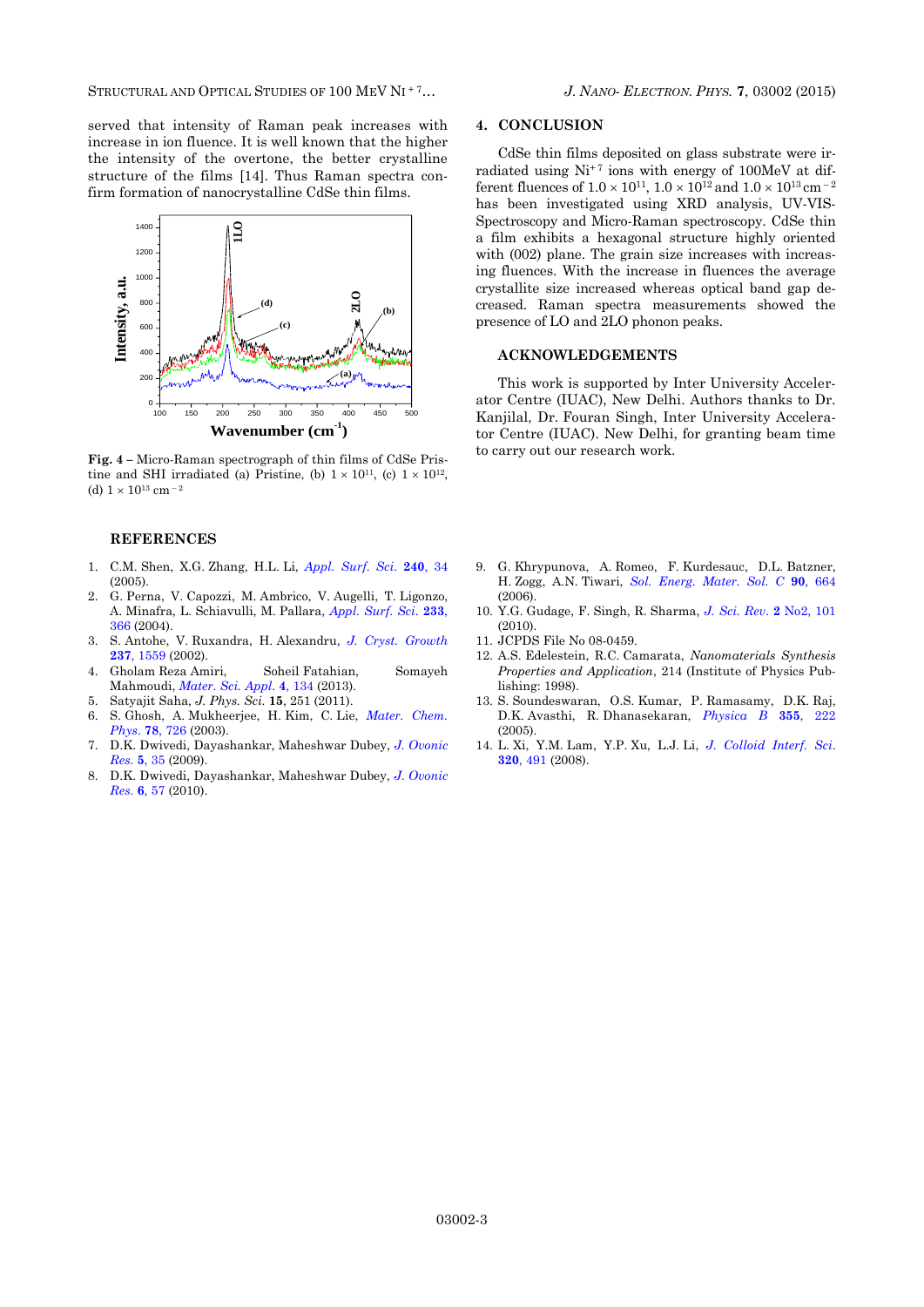served that intensity of Raman peak increases with increase in ion fluence. It is well known that the higher the intensity of the overtone, the better crystalline structure of the films [14]. Thus Raman spectra confirm formation of nanocrystalline CdSe thin films.

1LO
2LO
(d)
(c)
(b)
(a)
Intensity, a.u.
0
200
400
600
800
1000
1200
1400
100 150 200 250 300 350 400 450 500
Wavenumber ($cm^{-1}$)

**Fig. 4** – Micro-Raman spectrograph of thin films of CdSe Pristine and SHI irradiated (a) Pristine, (b) $1 \times 10^{11}$, (c) $1 \times 10^{12}$, (d) $1 \times 10^{13}$ $cm^{-2}$

## 4. CONCLUSION

CdSe thin films deposited on glass substrate were irradiated using $Ni^{+7}$ ions with energy of 100MeV at different fluences of $1.0 \times 10^{11}$, $1.0 \times 10^{12}$ and $1.0 \times 10^{13}$ $cm^{-2}$ has been investigated using XRD analysis, UV-VIS-Spectroscopy and Micro-Raman spectroscopy. CdSe thin a film exhibits a hexagonal structure highly oriented with (002) plane. The grain size increases with increasing fluences. With the increase in fluences the average crystallite size increased whereas optical band gap decreased. Raman spectra measurements showed the presence of LO and 2LO phonon peaks.

## ACKNOWLEDGEMENTS

This work is supported by Inter University Accelerator Centre (IUAC), New Delhi. Authors thanks to Dr. Kanjilal, Dr. Fouran Singh, Inter University Accelerator Centre (IUAC). New Delhi, for granting beam time to carry out our research work.

## REFERENCES

1. C.M. Shen, X.G. Zhang, H.L. Li, *Appl. Surf. Sci.* **240**, 34 (2005).
2. G. Perna, V. Capozzi, M. Ambrico, V. Augelli, T. Ligonzo, A. Minafra, L. Schiavulli, M. Pallara, *Appl. Surf. Sci.* **233**, 366 (2004).
3. S. Antohe, V. Ruxandra, H. Alexandru, *J. Cryst. Growth* **237**, 1559 (2002).
4. Gholam Reza Amiri, Soheil Fatahian, Somayeh Mahmoudi, *Mater. Sci. Appl.* **4**, 134 (2013).
5. Satyajit Saha, *J. Phys. Sci.* **15**, 251 (2011).
6. S. Ghosh, A. Mukheerjee, H. Kim, C. Lie, *Mater. Chem. Phys.* **78**, 726 (2003).
7. D.K. Dwivedi, Dayashankar, Maheshwar Dubey, *J. Ovonic Res.* **5**, 35 (2009).
8. D.K. Dwivedi, Dayashankar, Maheshwar Dubey, *J. Ovonic Res.* **6**, 57 (2010).
9. G. Khrypunova, A. Romeo, F. Kurdesauc, D.L. Batzner, H. Zogg, A.N. Tiwari, *Sol. Energ. Mater. Sol. C* **90**, 664 (2006).
10. Y.G. Gudage, F. Singh, R. Sharma, *J. Sci. Rev.* **2** No2, 101 (2010).
11. JCPDS File No 08-0459.
12. A.S. Edelestein, R.C. Camarata, *Nanomaterials Synthesis Properties and Application*, 214 (Institute of Physics Publishing: 1998).
13. S. Soundeswaran, O.S. Kumar, P. Ramasamy, D.K. Raj, D.K. Avasthi, R. Dhanasekaran, *Physica B* **355**, 222 (2005).
14. L. Xi, Y.M. Lam, Y.P. Xu, L.J. Li, *J. Colloid Interf. Sci.* **320**, 491 (2008).